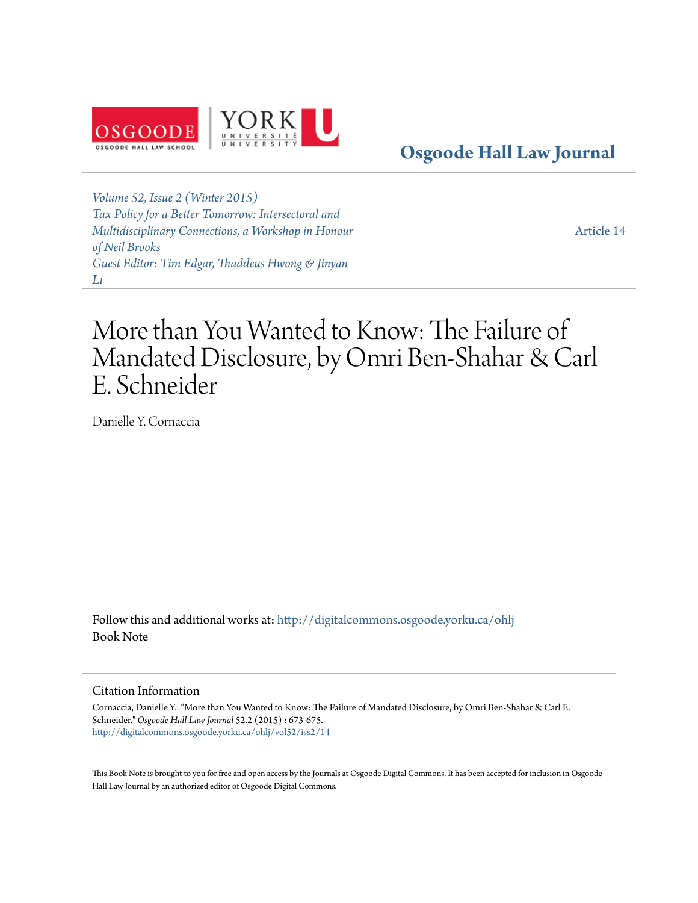Osgoode Hall Law Journal

*Volume 52, Issue 2 (Winter 2015)*
*Tax Policy for a Better Tomorrow: Intersectoral and Multidisciplinary Connections, a Workshop in Honour of Neil Brooks*
*Guest Editor: Tim Edgar, Thaddeus Hwong & Jinyan Li*

Article 14

# More than You Wanted to Know: The Failure of Mandated Disclosure, by Omri Ben-Shahar & Carl E. Schneider

Danielle Y. Cornaccia

Follow this and additional works at: http://digitalcommons.osgoode.yorku.ca/ohlj
Book Note

## Citation Information

Cornaccia, Danielle Y.. "More than You Wanted to Know: The Failure of Mandated Disclosure, by Omri Ben-Shahar & Carl E. Schneider." *Osgoode Hall Law Journal* 52.2 (2015) : 673-675.
http://digitalcommons.osgoode.yorku.ca/ohlj/vol52/iss2/14

This Book Note is brought to you for free and open access by the Journals at Osgoode Digital Commons. It has been accepted for inclusion in Osgoode Hall Law Journal by an authorized editor of Osgoode Digital Commons.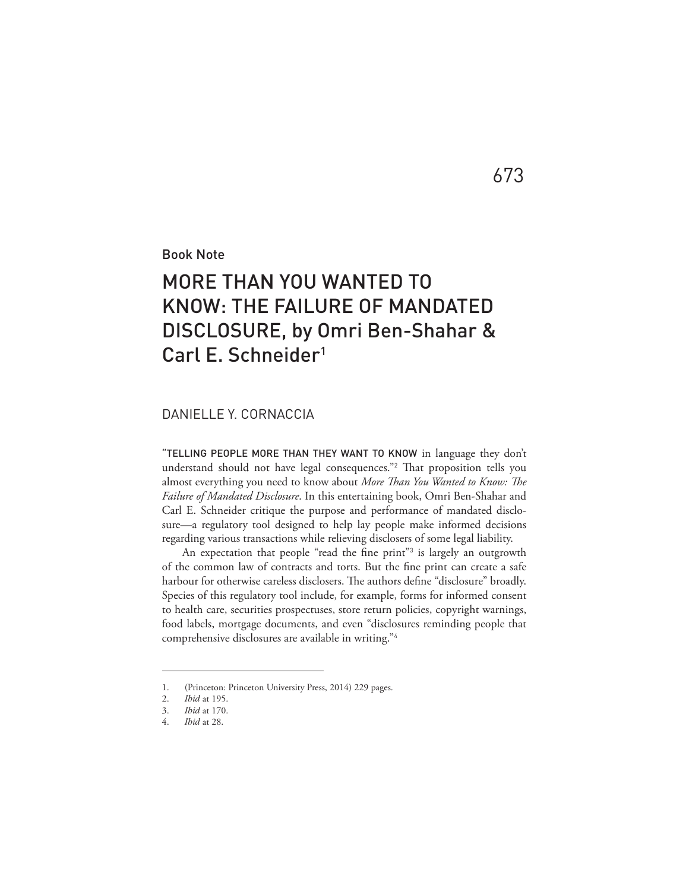Book Note

# MORE THAN YOU WANTED TO KNOW: THE FAILURE OF MANDATED DISCLOSURE, by Omri Ben-Shahar & Carl E. Schneider[1]

DANIELLE Y. CORNACCIA

"TELLING PEOPLE MORE THAN THEY WANT TO KNOW in language they don't understand should not have legal consequences."[2] That proposition tells you almost everything you need to know about *More Than You Wanted to Know: The Failure of Mandated Disclosure*. In this entertaining book, Omri Ben-Shahar and Carl E. Schneider critique the purpose and performance of mandated disclosure—a regulatory tool designed to help lay people make informed decisions regarding various transactions while relieving disclosers of some legal liability.

An expectation that people "read the fine print"[3] is largely an outgrowth of the common law of contracts and torts. But the fine print can create a safe harbour for otherwise careless disclosers. The authors define "disclosure" broadly. Species of this regulatory tool include, for example, forms for informed consent to health care, securities prospectuses, store return policies, copyright warnings, food labels, mortgage documents, and even "disclosures reminding people that comprehensive disclosures are available in writing."[4]

---

1. (Princeton: Princeton University Press, 2014) 229 pages.
2. *Ibid* at 195.
3. *Ibid* at 170.
4. *Ibid* at 28.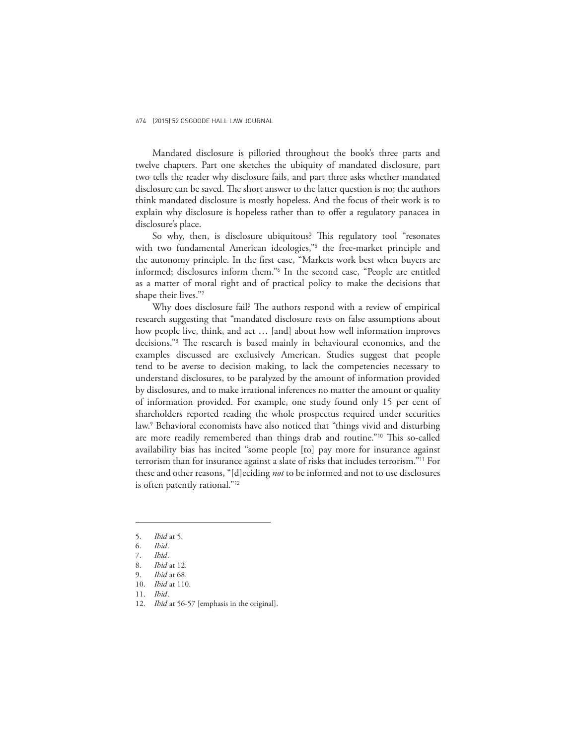Mandated disclosure is pilloried throughout the book's three parts and twelve chapters. Part one sketches the ubiquity of mandated disclosure, part two tells the reader why disclosure fails, and part three asks whether mandated disclosure can be saved. The short answer to the latter question is no; the authors think mandated disclosure is mostly hopeless. And the focus of their work is to explain why disclosure is hopeless rather than to offer a regulatory panacea in disclosure's place.

So why, then, is disclosure ubiquitous? This regulatory tool "resonates with two fundamental American ideologies,"[5] the free-market principle and the autonomy principle. In the first case, "Markets work best when buyers are informed; disclosures inform them."[6] In the second case, "People are entitled as a matter of moral right and of practical policy to make the decisions that shape their lives."[7]

Why does disclosure fail? The authors respond with a review of empirical research suggesting that "mandated disclosure rests on false assumptions about how people live, think, and act … [and] about how well information improves decisions."[8] The research is based mainly in behavioural economics, and the examples discussed are exclusively American. Studies suggest that people tend to be averse to decision making, to lack the competencies necessary to understand disclosures, to be paralyzed by the amount of information provided by disclosures, and to make irrational inferences no matter the amount or quality of information provided. For example, one study found only 15 per cent of shareholders reported reading the whole prospectus required under securities law.[9] Behavioral economists have also noticed that "things vivid and disturbing are more readily remembered than things drab and routine."[10] This so-called availability bias has incited "some people [to] pay more for insurance against terrorism than for insurance against a slate of risks that includes terrorism."[11] For these and other reasons, "[d]eciding *not* to be informed and not to use disclosures is often patently rational."[12]

---

5. *Ibid* at 5.
6. *Ibid*.
7. *Ibid*.
8. *Ibid* at 12.
9. *Ibid* at 68.
10. *Ibid* at 110.
11. *Ibid*.
12. *Ibid* at 56-57 [emphasis in the original].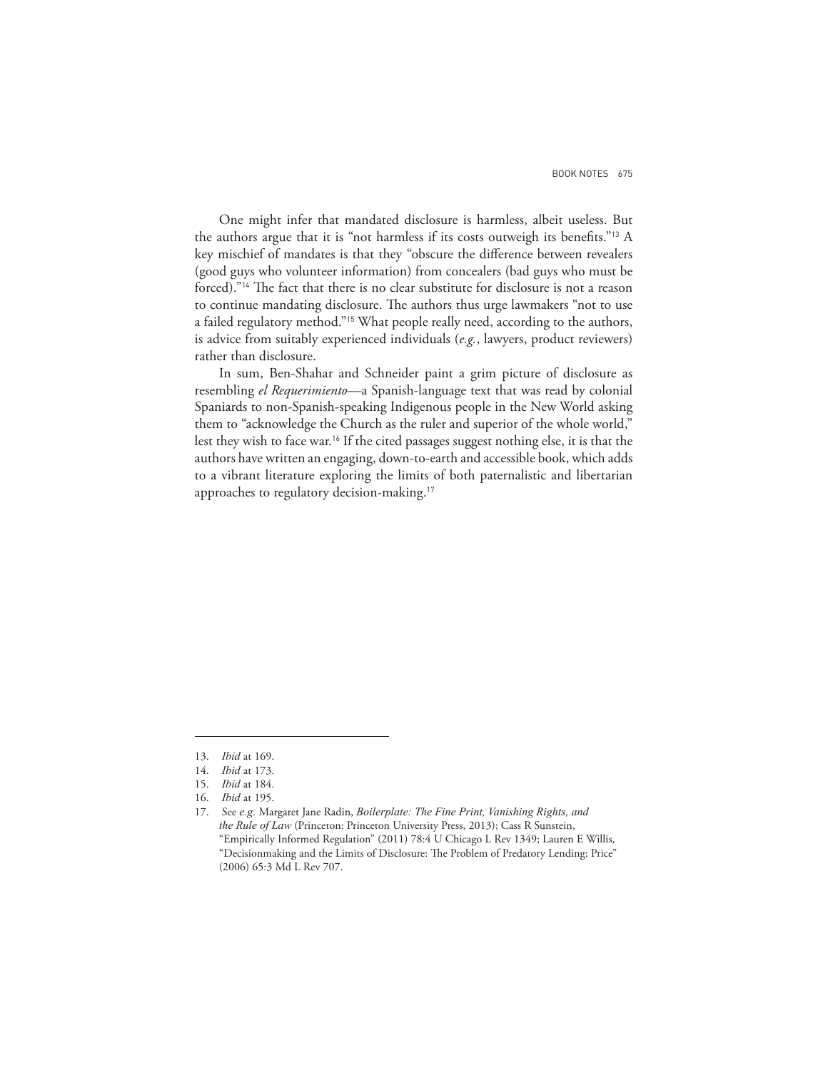One might infer that mandated disclosure is harmless, albeit useless. But the authors argue that it is "not harmless if its costs outweigh its benefits."[13] A key mischief of mandates is that they "obscure the difference between revealers (good guys who volunteer information) from concealers (bad guys who must be forced)."[14] The fact that there is no clear substitute for disclosure is not a reason to continue mandating disclosure. The authors thus urge lawmakers "not to use a failed regulatory method."[15] What people really need, according to the authors, is advice from suitably experienced individuals (*e.g.*, lawyers, product reviewers) rather than disclosure.

In sum, Ben-Shahar and Schneider paint a grim picture of disclosure as resembling *el Requerimiento*—a Spanish-language text that was read by colonial Spaniards to non-Spanish-speaking Indigenous people in the New World asking them to "acknowledge the Church as the ruler and superior of the whole world," lest they wish to face war.[16] If the cited passages suggest nothing else, it is that the authors have written an engaging, down-to-earth and accessible book, which adds to a vibrant literature exploring the limits of both paternalistic and libertarian approaches to regulatory decision-making.[17]

---

13. *Ibid* at 169.
14. *Ibid* at 173.
15. *Ibid* at 184.
16. *Ibid* at 195.
17. See *e.g.* Margaret Jane Radin, *Boilerplate: The Fine Print, Vanishing Rights, and the Rule of Law* (Princeton: Princeton University Press, 2013); Cass R Sunstein, "Empirically Informed Regulation" (2011) 78:4 U Chicago L Rev 1349; Lauren E Willis, "Decisionmaking and the Limits of Disclosure: The Problem of Predatory Lending: Price" (2006) 65:3 Md L Rev 707.